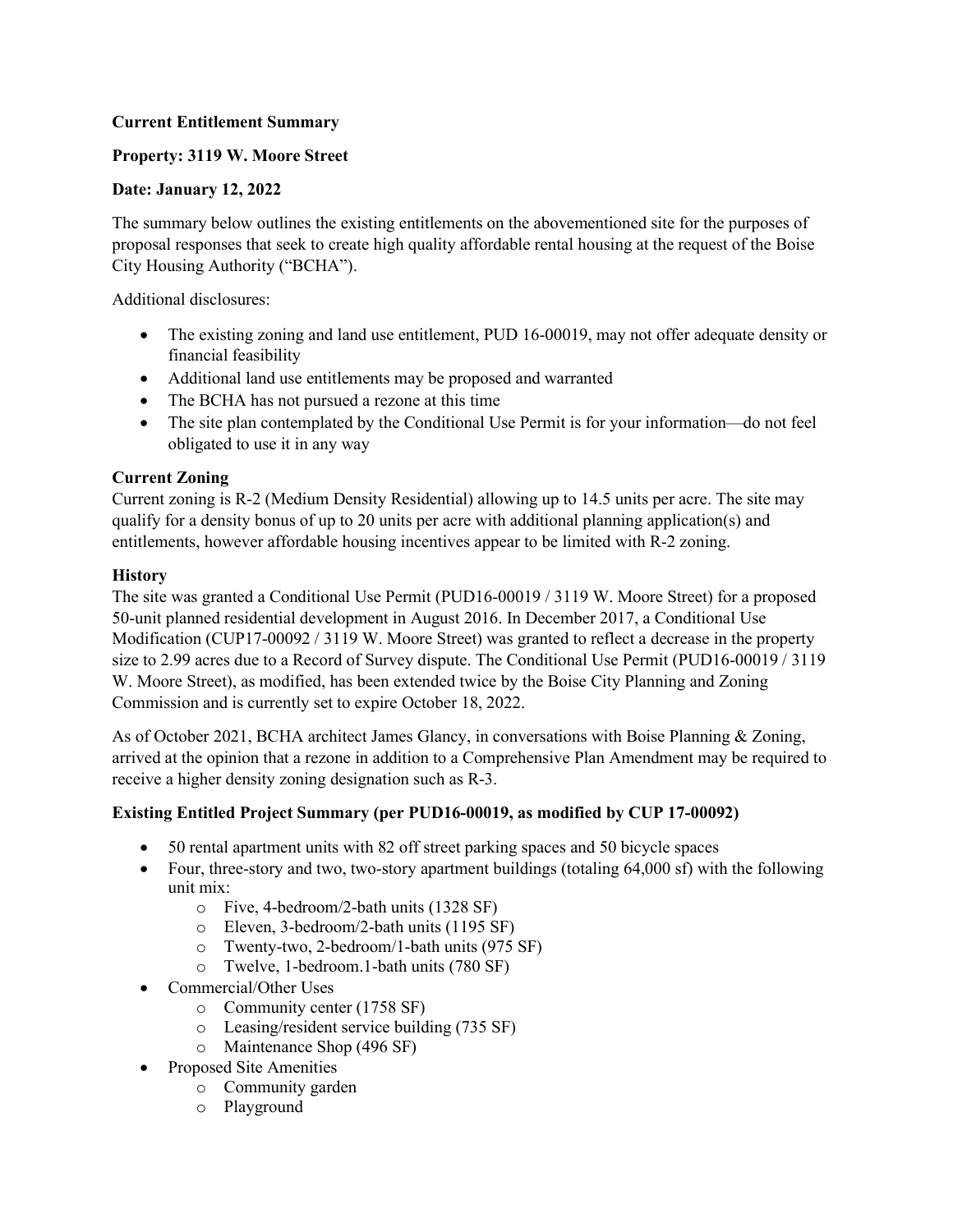**Current Entitlement Summary**

**Property: 3119 W. Moore Street**

**Date: January 12, 2022**

The summary below outlines the existing entitlements on the abovementioned site for the purposes of proposal responses that seek to create high quality affordable rental housing at the request of the Boise City Housing Authority ("BCHA").

Additional disclosures:

- The existing zoning and land use entitlement, PUD 16-00019, may not offer adequate density or financial feasibility
- Additional land use entitlements may be proposed and warranted
- The BCHA has not pursued a rezone at this time
- The site plan contemplated by the Conditional Use Permit is for your information—do not feel obligated to use it in any way

**Current Zoning**

Current zoning is R-2 (Medium Density Residential) allowing up to 14.5 units per acre. The site may qualify for a density bonus of up to 20 units per acre with additional planning application(s) and entitlements, however affordable housing incentives appear to be limited with R-2 zoning.

**History**

The site was granted a Conditional Use Permit (PUD16-00019 / 3119 W. Moore Street) for a proposed 50-unit planned residential development in August 2016. In December 2017, a Conditional Use Modification (CUP17-00092 / 3119 W. Moore Street) was granted to reflect a decrease in the property size to 2.99 acres due to a Record of Survey dispute. The Conditional Use Permit (PUD16-00019 / 3119 W. Moore Street), as modified, has been extended twice by the Boise City Planning and Zoning Commission and is currently set to expire October 18, 2022.

As of October 2021, BCHA architect James Glancy, in conversations with Boise Planning & Zoning, arrived at the opinion that a rezone in addition to a Comprehensive Plan Amendment may be required to receive a higher density zoning designation such as R-3.

**Existing Entitled Project Summary (per PUD16-00019, as modified by CUP 17-00092)**

- 50 rental apartment units with 82 off street parking spaces and 50 bicycle spaces
- Four, three-story and two, two-story apartment buildings (totaling 64,000 sf) with the following unit mix:
  - Five, 4-bedroom/2-bath units (1328 SF)
  - Eleven, 3-bedroom/2-bath units (1195 SF)
  - Twenty-two, 2-bedroom/1-bath units (975 SF)
  - Twelve, 1-bedroom.1-bath units (780 SF)
- Commercial/Other Uses
  - Community center (1758 SF)
  - Leasing/resident service building (735 SF)
  - Maintenance Shop (496 SF)
- Proposed Site Amenities
  - Community garden
  - Playground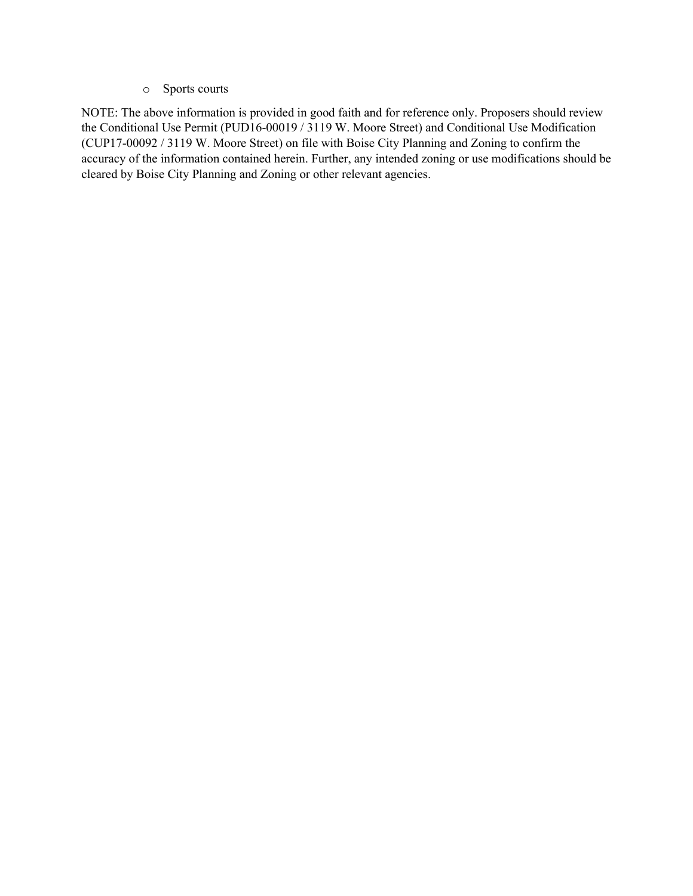- Sports courts

NOTE: The above information is provided in good faith and for reference only. Proposers should review the Conditional Use Permit (PUD16-00019 / 3119 W. Moore Street) and Conditional Use Modification (CUP17-00092 / 3119 W. Moore Street) on file with Boise City Planning and Zoning to confirm the accuracy of the information contained herein. Further, any intended zoning or use modifications should be cleared by Boise City Planning and Zoning or other relevant agencies.